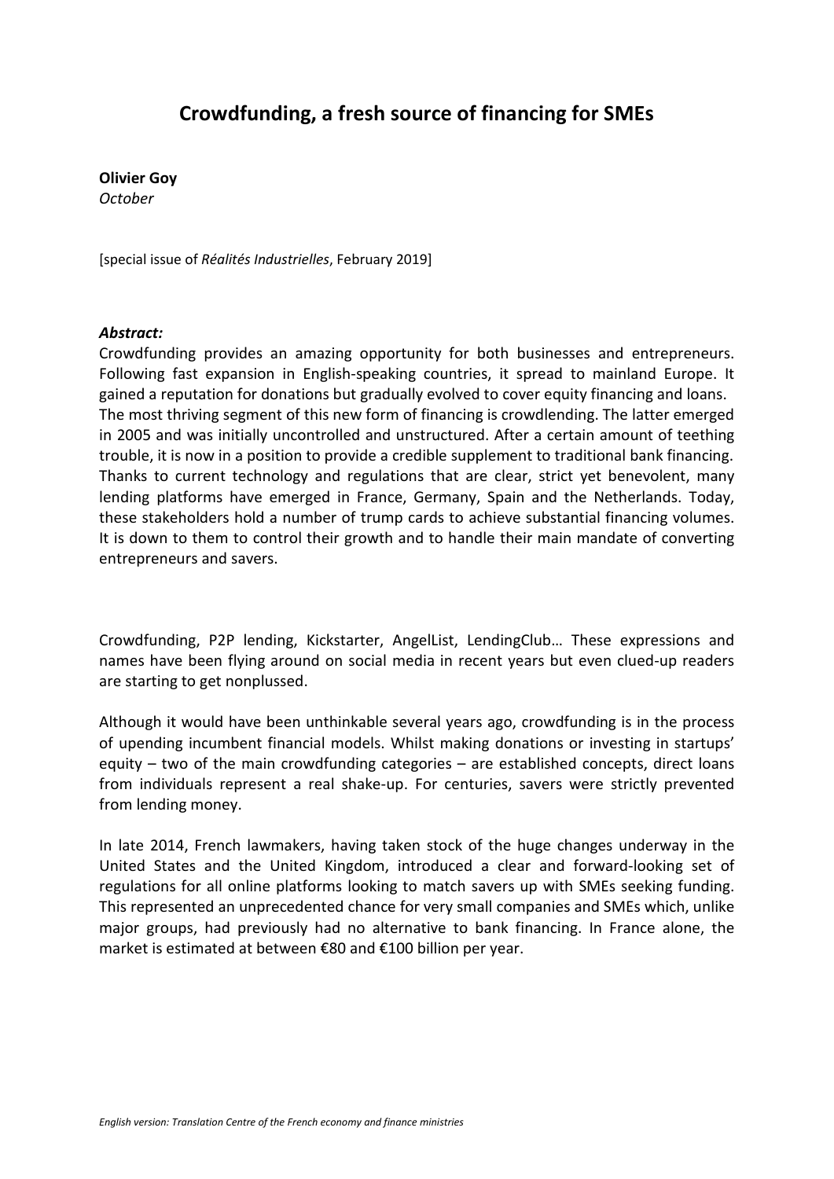# Crowdfunding, a fresh source of financing for SMEs

**Olivier Goy**
*October*

[special issue of *Réalités Industrielles*, February 2019]

***Abstract:***
Crowdfunding provides an amazing opportunity for both businesses and entrepreneurs. Following fast expansion in English-speaking countries, it spread to mainland Europe. It gained a reputation for donations but gradually evolved to cover equity financing and loans. The most thriving segment of this new form of financing is crowdlending. The latter emerged in 2005 and was initially uncontrolled and unstructured. After a certain amount of teething trouble, it is now in a position to provide a credible supplement to traditional bank financing. Thanks to current technology and regulations that are clear, strict yet benevolent, many lending platforms have emerged in France, Germany, Spain and the Netherlands. Today, these stakeholders hold a number of trump cards to achieve substantial financing volumes. It is down to them to control their growth and to handle their main mandate of converting entrepreneurs and savers.

Crowdfunding, P2P lending, Kickstarter, AngelList, LendingClub… These expressions and names have been flying around on social media in recent years but even clued-up readers are starting to get nonplussed.

Although it would have been unthinkable several years ago, crowdfunding is in the process of upending incumbent financial models. Whilst making donations or investing in startups' equity – two of the main crowdfunding categories – are established concepts, direct loans from individuals represent a real shake-up. For centuries, savers were strictly prevented from lending money.

In late 2014, French lawmakers, having taken stock of the huge changes underway in the United States and the United Kingdom, introduced a clear and forward-looking set of regulations for all online platforms looking to match savers up with SMEs seeking funding. This represented an unprecedented chance for very small companies and SMEs which, unlike major groups, had previously had no alternative to bank financing. In France alone, the market is estimated at between €80 and €100 billion per year.

*English version: Translation Centre of the French economy and finance ministries*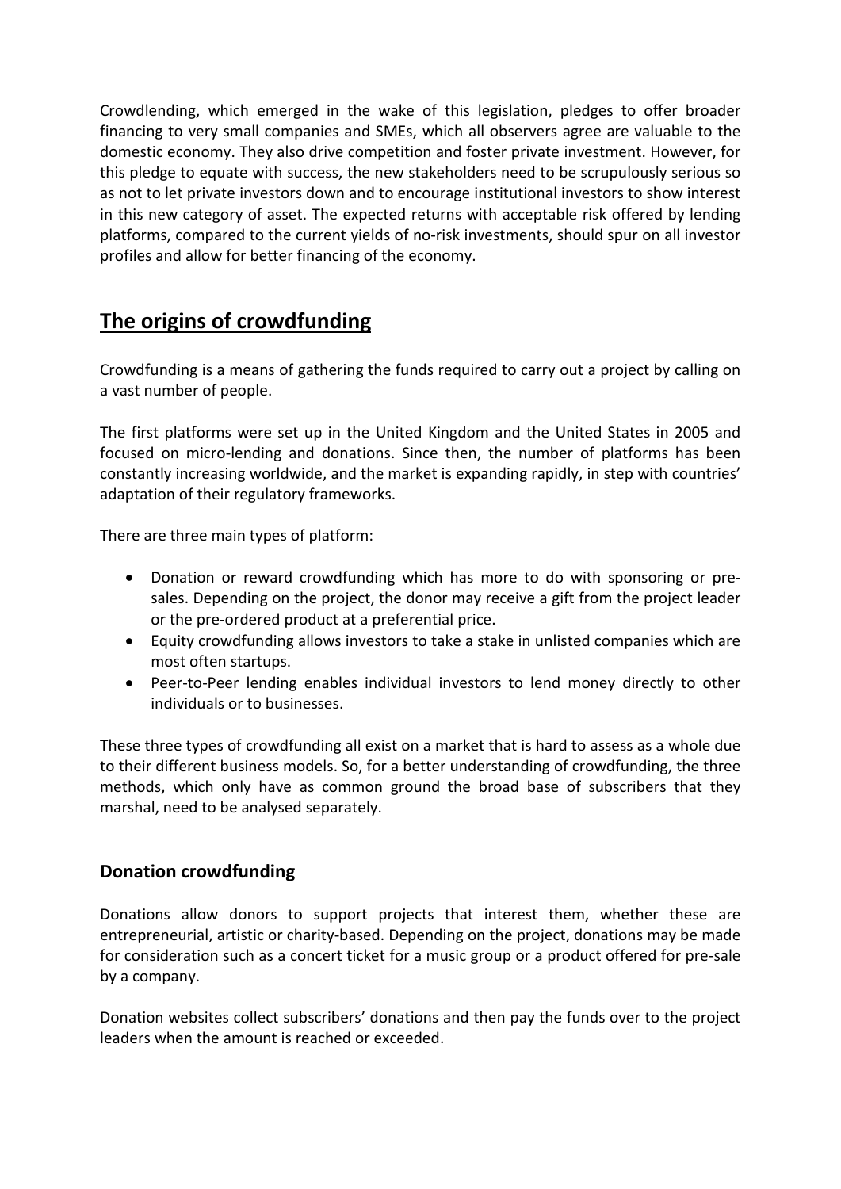Crowdlending, which emerged in the wake of this legislation, pledges to offer broader financing to very small companies and SMEs, which all observers agree are valuable to the domestic economy. They also drive competition and foster private investment. However, for this pledge to equate with success, the new stakeholders need to be scrupulously serious so as not to let private investors down and to encourage institutional investors to show interest in this new category of asset. The expected returns with acceptable risk offered by lending platforms, compared to the current yields of no-risk investments, should spur on all investor profiles and allow for better financing of the economy.

## The origins of crowdfunding

Crowdfunding is a means of gathering the funds required to carry out a project by calling on a vast number of people.

The first platforms were set up in the United Kingdom and the United States in 2005 and focused on micro-lending and donations. Since then, the number of platforms has been constantly increasing worldwide, and the market is expanding rapidly, in step with countries' adaptation of their regulatory frameworks.

There are three main types of platform:

- Donation or reward crowdfunding which has more to do with sponsoring or pre-sales. Depending on the project, the donor may receive a gift from the project leader or the pre-ordered product at a preferential price.
- Equity crowdfunding allows investors to take a stake in unlisted companies which are most often startups.
- Peer-to-Peer lending enables individual investors to lend money directly to other individuals or to businesses.

These three types of crowdfunding all exist on a market that is hard to assess as a whole due to their different business models. So, for a better understanding of crowdfunding, the three methods, which only have as common ground the broad base of subscribers that they marshal, need to be analysed separately.

### Donation crowdfunding

Donations allow donors to support projects that interest them, whether these are entrepreneurial, artistic or charity-based. Depending on the project, donations may be made for consideration such as a concert ticket for a music group or a product offered for pre-sale by a company.

Donation websites collect subscribers' donations and then pay the funds over to the project leaders when the amount is reached or exceeded.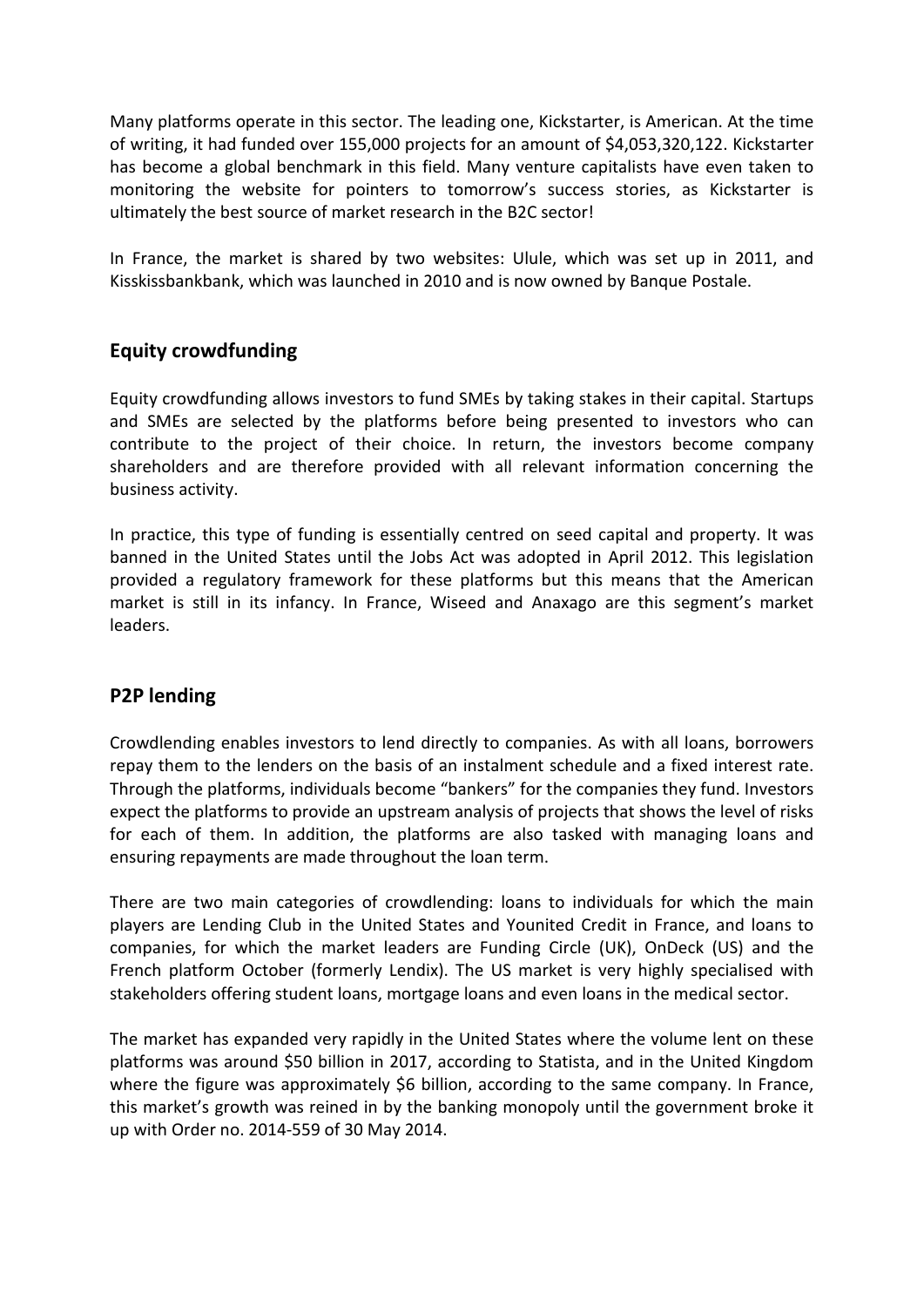Many platforms operate in this sector. The leading one, Kickstarter, is American. At the time of writing, it had funded over 155,000 projects for an amount of $4,053,320,122. Kickstarter has become a global benchmark in this field. Many venture capitalists have even taken to monitoring the website for pointers to tomorrow's success stories, as Kickstarter is ultimately the best source of market research in the B2C sector!

In France, the market is shared by two websites: Ulule, which was set up in 2011, and Kisskissbankbank, which was launched in 2010 and is now owned by Banque Postale.

## Equity crowdfunding

Equity crowdfunding allows investors to fund SMEs by taking stakes in their capital. Startups and SMEs are selected by the platforms before being presented to investors who can contribute to the project of their choice. In return, the investors become company shareholders and are therefore provided with all relevant information concerning the business activity.

In practice, this type of funding is essentially centred on seed capital and property. It was banned in the United States until the Jobs Act was adopted in April 2012. This legislation provided a regulatory framework for these platforms but this means that the American market is still in its infancy. In France, Wiseed and Anaxago are this segment's market leaders.

## P2P lending

Crowdlending enables investors to lend directly to companies. As with all loans, borrowers repay them to the lenders on the basis of an instalment schedule and a fixed interest rate. Through the platforms, individuals become "bankers" for the companies they fund. Investors expect the platforms to provide an upstream analysis of projects that shows the level of risks for each of them. In addition, the platforms are also tasked with managing loans and ensuring repayments are made throughout the loan term.

There are two main categories of crowdlending: loans to individuals for which the main players are Lending Club in the United States and Younited Credit in France, and loans to companies, for which the market leaders are Funding Circle (UK), OnDeck (US) and the French platform October (formerly Lendix). The US market is very highly specialised with stakeholders offering student loans, mortgage loans and even loans in the medical sector.

The market has expanded very rapidly in the United States where the volume lent on these platforms was around $50 billion in 2017, according to Statista, and in the United Kingdom where the figure was approximately $6 billion, according to the same company. In France, this market's growth was reined in by the banking monopoly until the government broke it up with Order no. 2014-559 of 30 May 2014.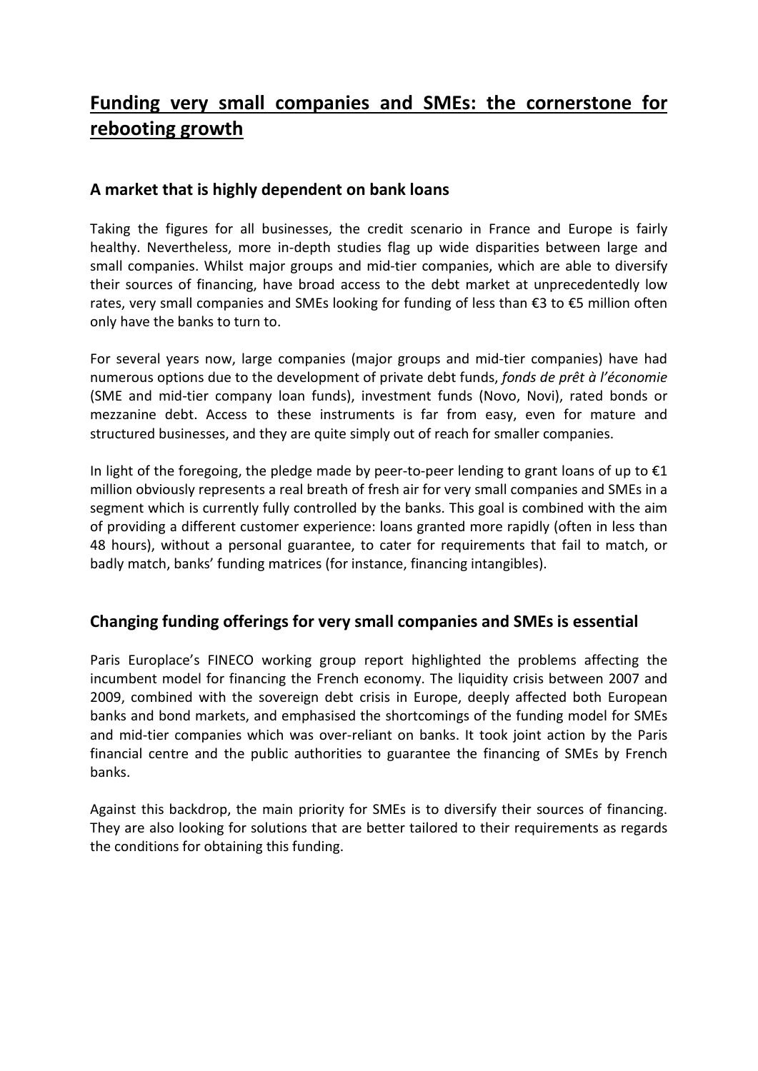# Funding very small companies and SMEs: the cornerstone for rebooting growth

## A market that is highly dependent on bank loans

Taking the figures for all businesses, the credit scenario in France and Europe is fairly healthy. Nevertheless, more in-depth studies flag up wide disparities between large and small companies. Whilst major groups and mid-tier companies, which are able to diversify their sources of financing, have broad access to the debt market at unprecedentedly low rates, very small companies and SMEs looking for funding of less than €3 to €5 million often only have the banks to turn to.

For several years now, large companies (major groups and mid-tier companies) have had numerous options due to the development of private debt funds, *fonds de prêt à l'économie* (SME and mid-tier company loan funds), investment funds (Novo, Novi), rated bonds or mezzanine debt. Access to these instruments is far from easy, even for mature and structured businesses, and they are quite simply out of reach for smaller companies.

In light of the foregoing, the pledge made by peer-to-peer lending to grant loans of up to €1 million obviously represents a real breath of fresh air for very small companies and SMEs in a segment which is currently fully controlled by the banks. This goal is combined with the aim of providing a different customer experience: loans granted more rapidly (often in less than 48 hours), without a personal guarantee, to cater for requirements that fail to match, or badly match, banks' funding matrices (for instance, financing intangibles).

## Changing funding offerings for very small companies and SMEs is essential

Paris Europlace's FINECO working group report highlighted the problems affecting the incumbent model for financing the French economy. The liquidity crisis between 2007 and 2009, combined with the sovereign debt crisis in Europe, deeply affected both European banks and bond markets, and emphasised the shortcomings of the funding model for SMEs and mid-tier companies which was over-reliant on banks. It took joint action by the Paris financial centre and the public authorities to guarantee the financing of SMEs by French banks.

Against this backdrop, the main priority for SMEs is to diversify their sources of financing. They are also looking for solutions that are better tailored to their requirements as regards the conditions for obtaining this funding.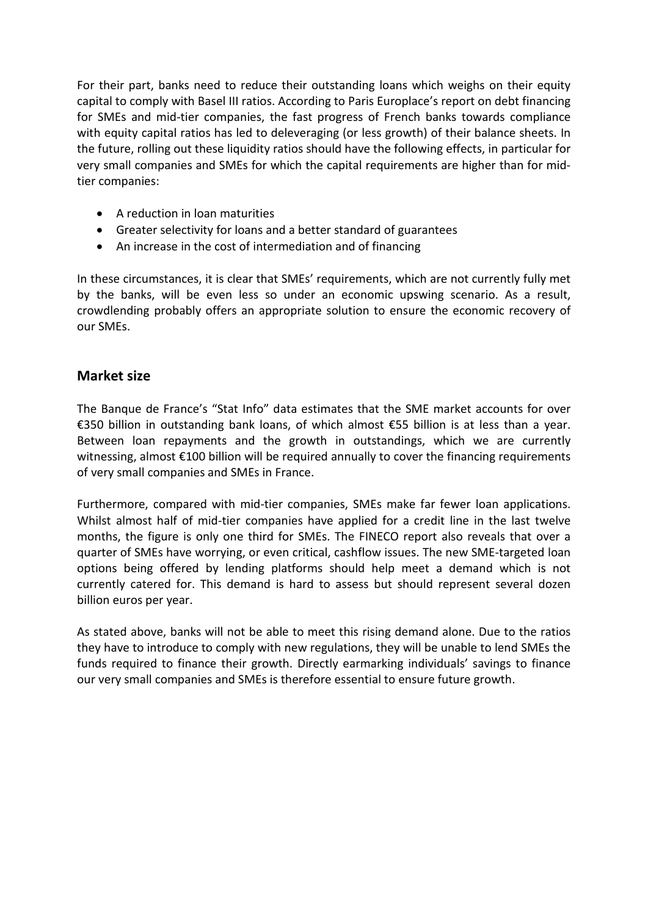For their part, banks need to reduce their outstanding loans which weighs on their equity capital to comply with Basel III ratios. According to Paris Europlace's report on debt financing for SMEs and mid-tier companies, the fast progress of French banks towards compliance with equity capital ratios has led to deleveraging (or less growth) of their balance sheets. In the future, rolling out these liquidity ratios should have the following effects, in particular for very small companies and SMEs for which the capital requirements are higher than for mid-tier companies:

- A reduction in loan maturities
- Greater selectivity for loans and a better standard of guarantees
- An increase in the cost of intermediation and of financing

In these circumstances, it is clear that SMEs' requirements, which are not currently fully met by the banks, will be even less so under an economic upswing scenario. As a result, crowdlending probably offers an appropriate solution to ensure the economic recovery of our SMEs.

## Market size

The Banque de France's "Stat Info" data estimates that the SME market accounts for over €350 billion in outstanding bank loans, of which almost €55 billion is at less than a year. Between loan repayments and the growth in outstandings, which we are currently witnessing, almost €100 billion will be required annually to cover the financing requirements of very small companies and SMEs in France.

Furthermore, compared with mid-tier companies, SMEs make far fewer loan applications. Whilst almost half of mid-tier companies have applied for a credit line in the last twelve months, the figure is only one third for SMEs. The FINECO report also reveals that over a quarter of SMEs have worrying, or even critical, cashflow issues. The new SME-targeted loan options being offered by lending platforms should help meet a demand which is not currently catered for. This demand is hard to assess but should represent several dozen billion euros per year.

As stated above, banks will not be able to meet this rising demand alone. Due to the ratios they have to introduce to comply with new regulations, they will be unable to lend SMEs the funds required to finance their growth. Directly earmarking individuals' savings to finance our very small companies and SMEs is therefore essential to ensure future growth.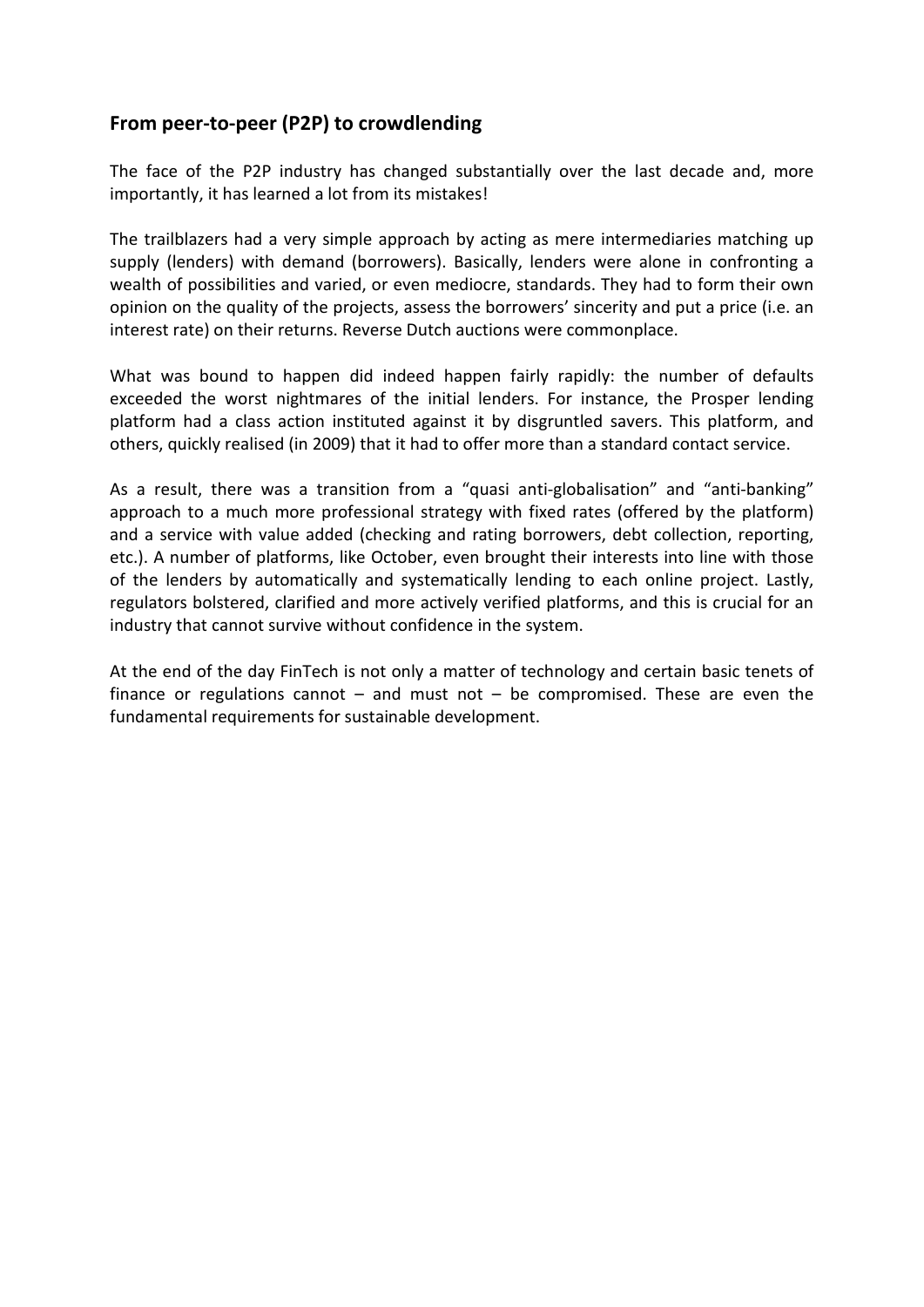## From peer-to-peer (P2P) to crowdlending

The face of the P2P industry has changed substantially over the last decade and, more importantly, it has learned a lot from its mistakes!

The trailblazers had a very simple approach by acting as mere intermediaries matching up supply (lenders) with demand (borrowers). Basically, lenders were alone in confronting a wealth of possibilities and varied, or even mediocre, standards. They had to form their own opinion on the quality of the projects, assess the borrowers' sincerity and put a price (i.e. an interest rate) on their returns. Reverse Dutch auctions were commonplace.

What was bound to happen did indeed happen fairly rapidly: the number of defaults exceeded the worst nightmares of the initial lenders. For instance, the Prosper lending platform had a class action instituted against it by disgruntled savers. This platform, and others, quickly realised (in 2009) that it had to offer more than a standard contact service.

As a result, there was a transition from a "quasi anti-globalisation" and "anti-banking" approach to a much more professional strategy with fixed rates (offered by the platform) and a service with value added (checking and rating borrowers, debt collection, reporting, etc.). A number of platforms, like October, even brought their interests into line with those of the lenders by automatically and systematically lending to each online project. Lastly, regulators bolstered, clarified and more actively verified platforms, and this is crucial for an industry that cannot survive without confidence in the system.

At the end of the day FinTech is not only a matter of technology and certain basic tenets of finance or regulations cannot – and must not – be compromised. These are even the fundamental requirements for sustainable development.